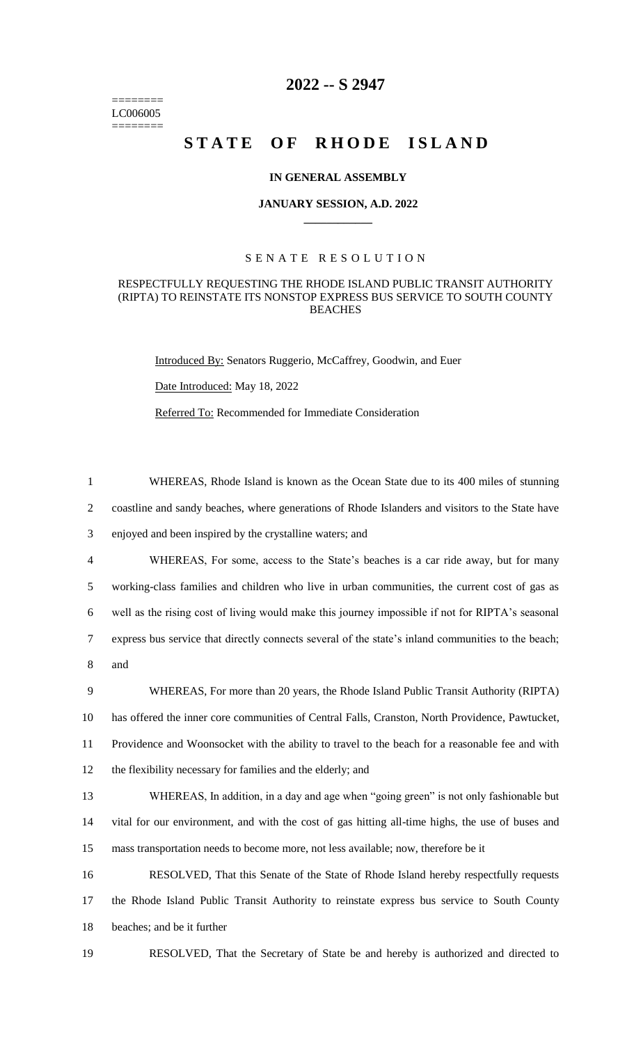========
LC006005
========

# 2022 -- S 2947

# STATE OF RHODE ISLAND

### IN GENERAL ASSEMBLY

### JANUARY SESSION, A.D. 2022

### SENATE RESOLUTION

#### RESPECTFULLY REQUESTING THE RHODE ISLAND PUBLIC TRANSIT AUTHORITY (RIPTA) TO REINSTATE ITS NONSTOP EXPRESS BUS SERVICE TO SOUTH COUNTY BEACHES

Introduced By: Senators Ruggerio, McCaffrey, Goodwin, and Euer

Date Introduced: May 18, 2022

Referred To: Recommended for Immediate Consideration

1 WHEREAS, Rhode Island is known as the Ocean State due to its 400 miles of stunning
2 coastline and sandy beaches, where generations of Rhode Islanders and visitors to the State have
3 enjoyed and been inspired by the crystalline waters; and
4 WHEREAS, For some, access to the State's beaches is a car ride away, but for many
5 working-class families and children who live in urban communities, the current cost of gas as
6 well as the rising cost of living would make this journey impossible if not for RIPTA's seasonal
7 express bus service that directly connects several of the state's inland communities to the beach;
8 and
9 WHEREAS, For more than 20 years, the Rhode Island Public Transit Authority (RIPTA)
10 has offered the inner core communities of Central Falls, Cranston, North Providence, Pawtucket,
11 Providence and Woonsocket with the ability to travel to the beach for a reasonable fee and with
12 the flexibility necessary for families and the elderly; and
13 WHEREAS, In addition, in a day and age when "going green" is not only fashionable but
14 vital for our environment, and with the cost of gas hitting all-time highs, the use of buses and
15 mass transportation needs to become more, not less available; now, therefore be it
16 RESOLVED, That this Senate of the State of Rhode Island hereby respectfully requests
17 the Rhode Island Public Transit Authority to reinstate express bus service to South County
18 beaches; and be it further
19 RESOLVED, That the Secretary of State be and hereby is authorized and directed to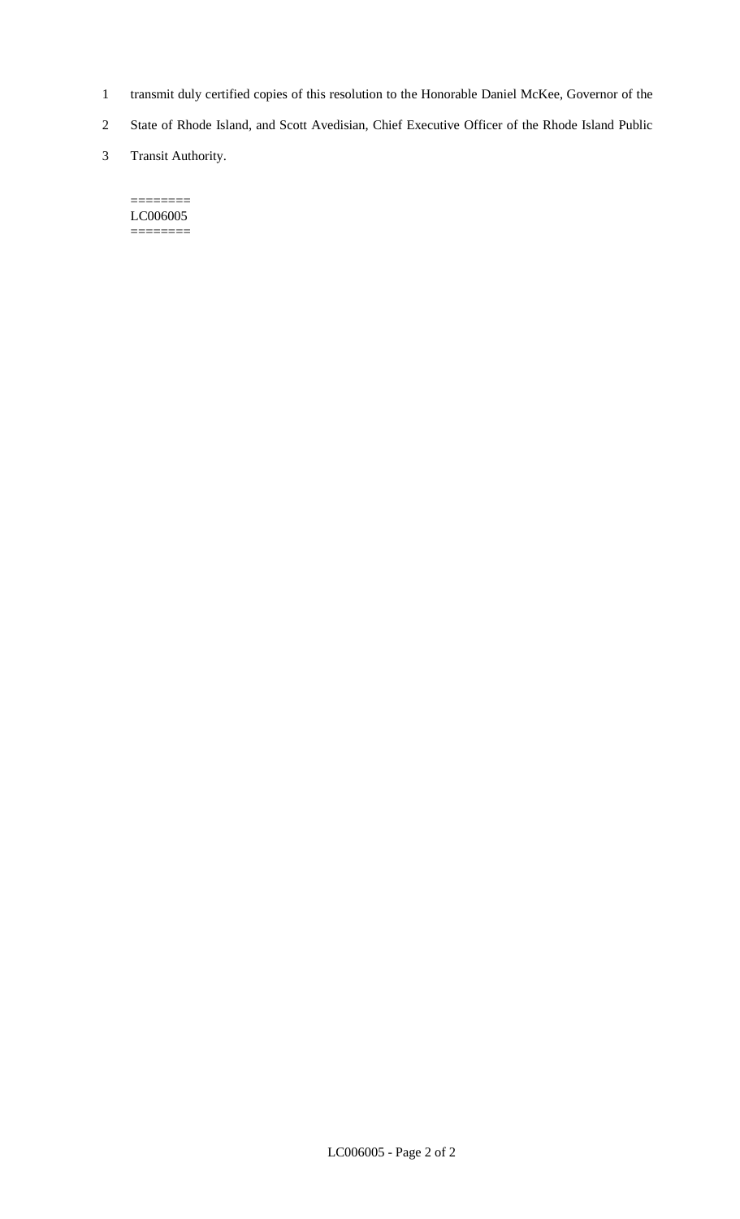transmit duly certified copies of this resolution to the Honorable Daniel McKee, Governor of the State of Rhode Island, and Scott Avedisian, Chief Executive Officer of the Rhode Island Public Transit Authority.

========
LC006005
========